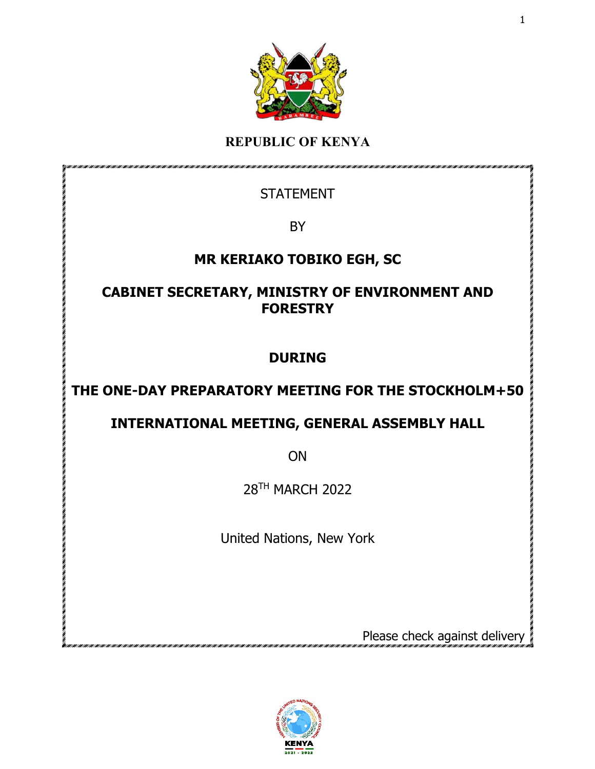**REPUBLIC OF KENYA**

STATEMENT

BY

**MR KERIAKO TOBIKO EGH, SC**

**CABINET SECRETARY, MINISTRY OF ENVIRONMENT AND FORESTRY**

**DURING**

**THE ONE-DAY PREPARATORY MEETING FOR THE STOCKHOLM+50**

**INTERNATIONAL MEETING, GENERAL ASSEMBLY HALL**

ON

28TH MARCH 2022

United Nations, New York

Please check against delivery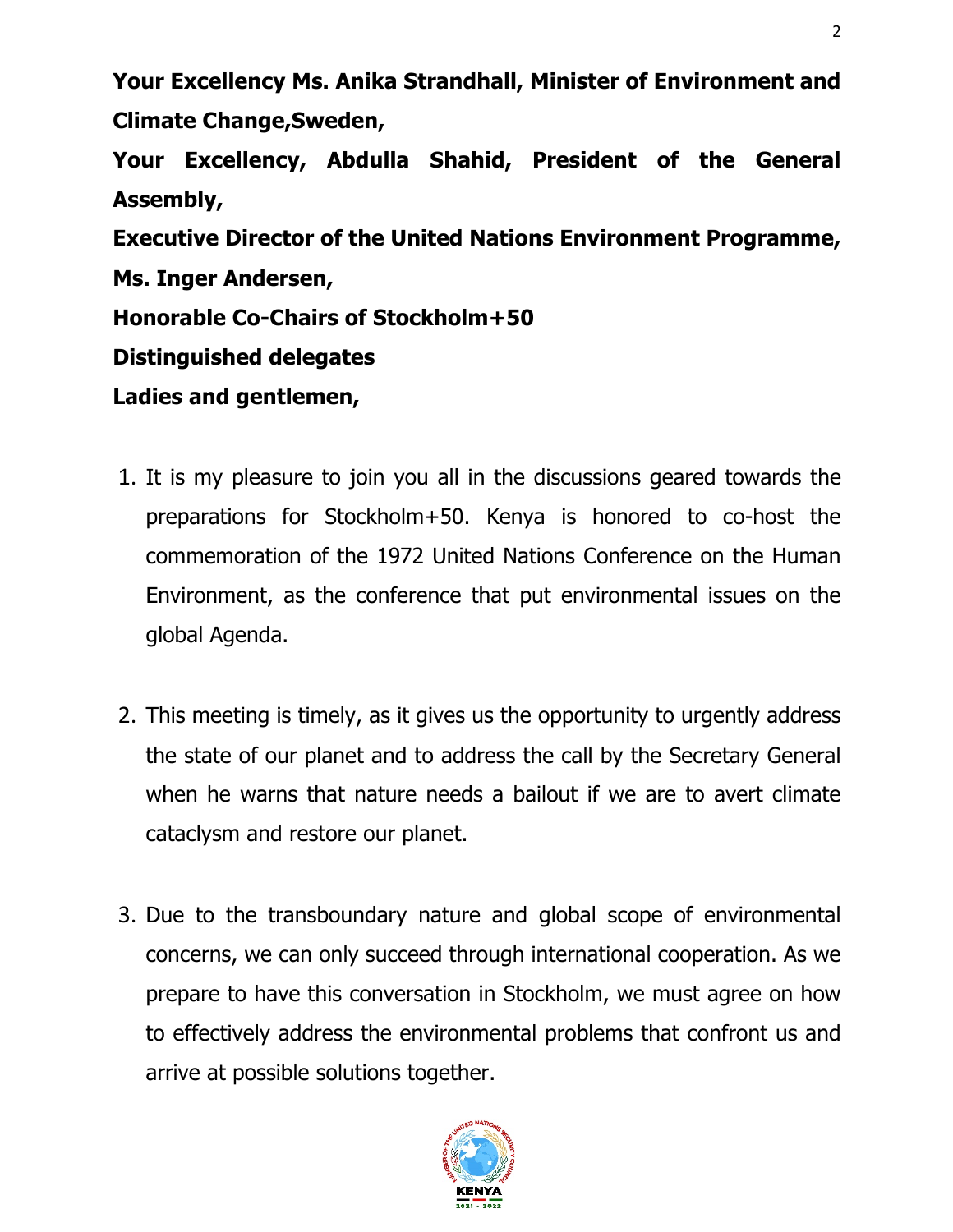**Your Excellency Ms. Anika Strandhall, Minister of Environment and Climate Change,Sweden,**

**Your Excellency, Abdulla Shahid, President of the General Assembly,**

**Executive Director of the United Nations Environment Programme, Ms. Inger Andersen,**

**Honorable Co-Chairs of Stockholm+50**

**Distinguished delegates**

**Ladies and gentlemen,**

1. It is my pleasure to join you all in the discussions geared towards the preparations for Stockholm+50. Kenya is honored to co-host the commemoration of the 1972 United Nations Conference on the Human Environment, as the conference that put environmental issues on the global Agenda.

2. This meeting is timely, as it gives us the opportunity to urgently address the state of our planet and to address the call by the Secretary General when he warns that nature needs a bailout if we are to avert climate cataclysm and restore our planet.

3. Due to the transboundary nature and global scope of environmental concerns, we can only succeed through international cooperation. As we prepare to have this conversation in Stockholm, we must agree on how to effectively address the environmental problems that confront us and arrive at possible solutions together.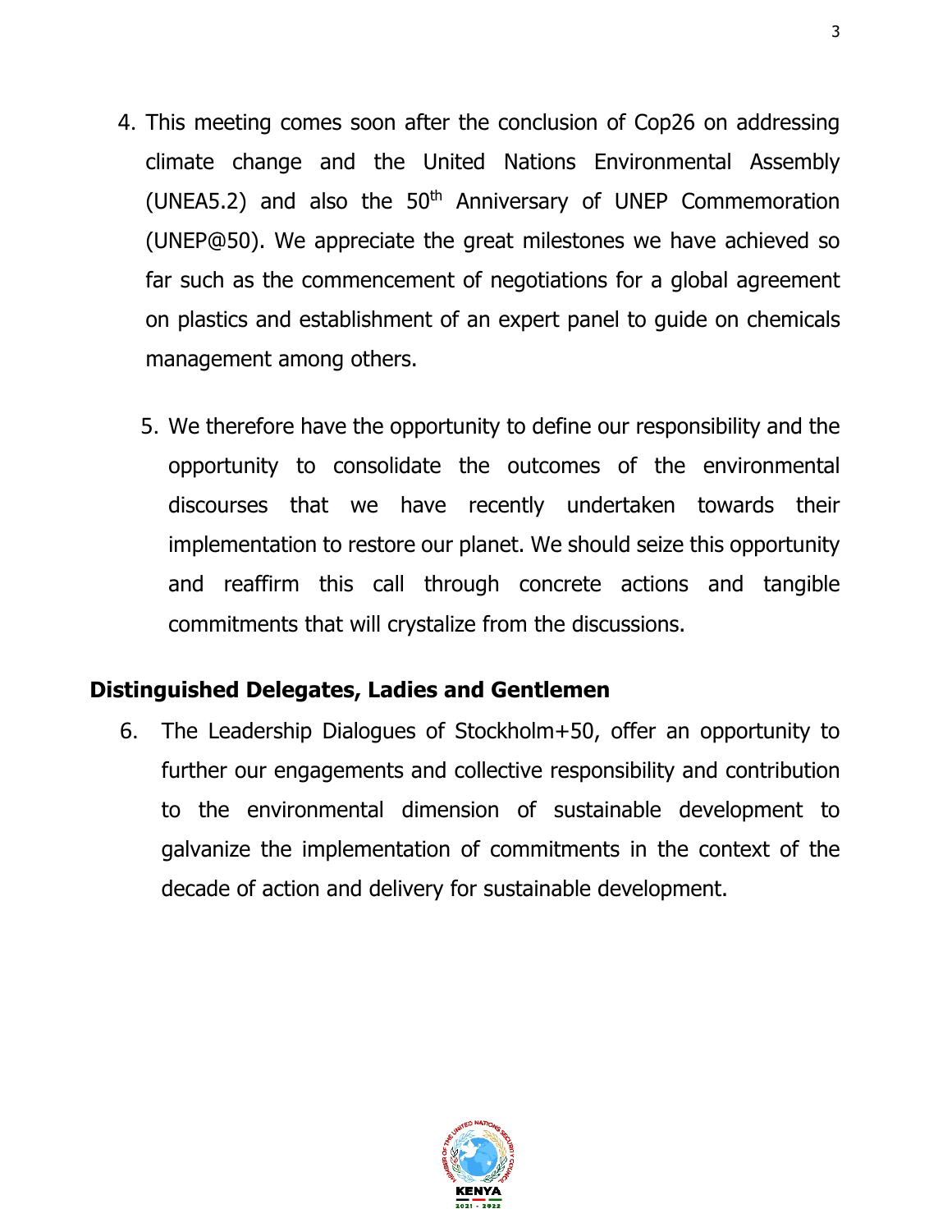4. This meeting comes soon after the conclusion of Cop26 on addressing climate change and the United Nations Environmental Assembly (UNEA5.2) and also the 50th Anniversary of UNEP Commemoration (UNEP@50). We appreciate the great milestones we have achieved so far such as the commencement of negotiations for a global agreement on plastics and establishment of an expert panel to guide on chemicals management among others.

5. We therefore have the opportunity to define our responsibility and the opportunity to consolidate the outcomes of the environmental discourses that we have recently undertaken towards their implementation to restore our planet. We should seize this opportunity and reaffirm this call through concrete actions and tangible commitments that will crystalize from the discussions.

**Distinguished Delegates, Ladies and Gentlemen**

6. The Leadership Dialogues of Stockholm+50, offer an opportunity to further our engagements and collective responsibility and contribution to the environmental dimension of sustainable development to galvanize the implementation of commitments in the context of the decade of action and delivery for sustainable development.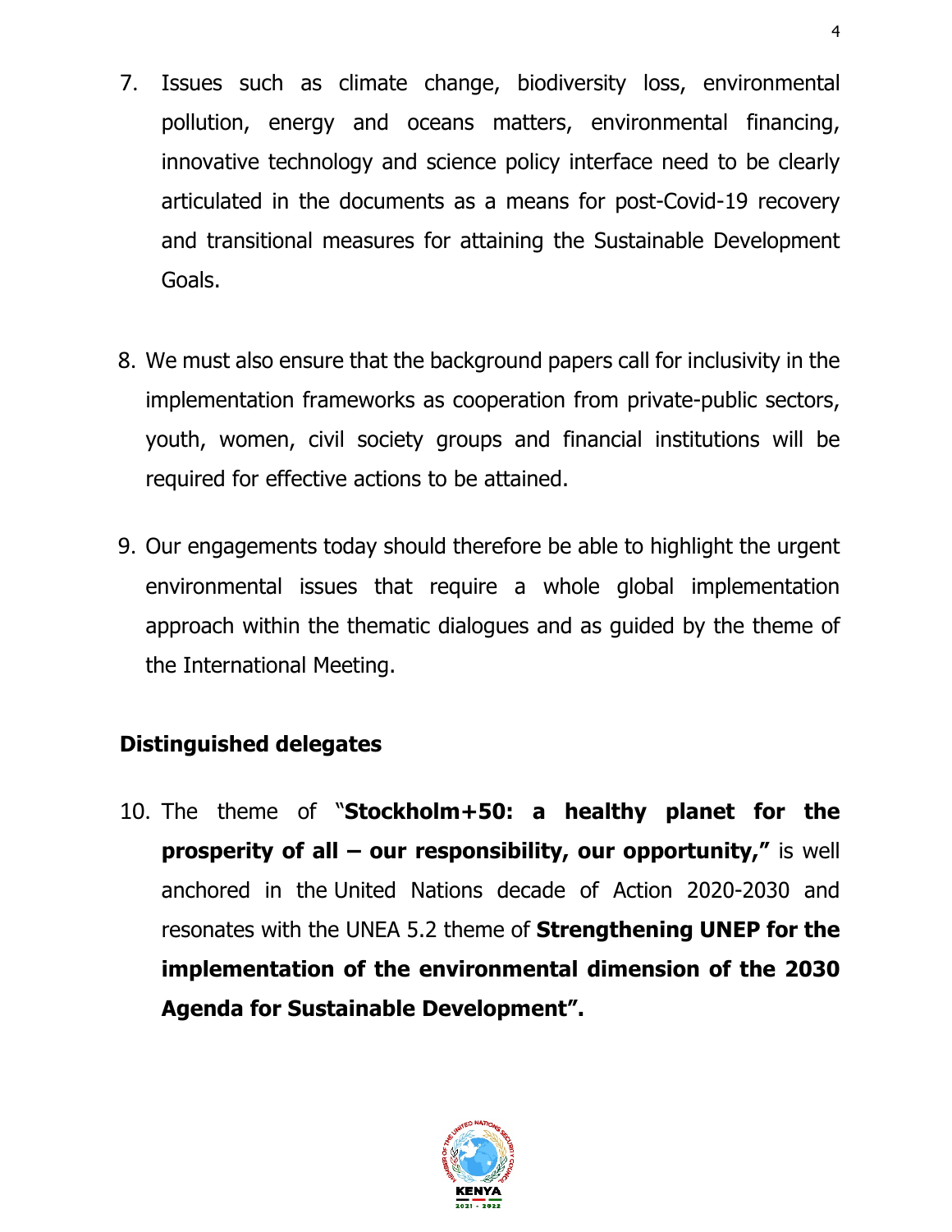7. Issues such as climate change, biodiversity loss, environmental pollution, energy and oceans matters, environmental financing, innovative technology and science policy interface need to be clearly articulated in the documents as a means for post-Covid-19 recovery and transitional measures for attaining the Sustainable Development Goals.

8. We must also ensure that the background papers call for inclusivity in the implementation frameworks as cooperation from private-public sectors, youth, women, civil society groups and financial institutions will be required for effective actions to be attained.

9. Our engagements today should therefore be able to highlight the urgent environmental issues that require a whole global implementation approach within the thematic dialogues and as guided by the theme of the International Meeting.

**Distinguished delegates**

10. The theme of "**Stockholm+50: a healthy planet for the prosperity of all – our responsibility, our opportunity,"** is well anchored in the United Nations decade of Action 2020-2030 and resonates with the UNEA 5.2 theme of **Strengthening UNEP for the implementation of the environmental dimension of the 2030 Agenda for Sustainable Development".**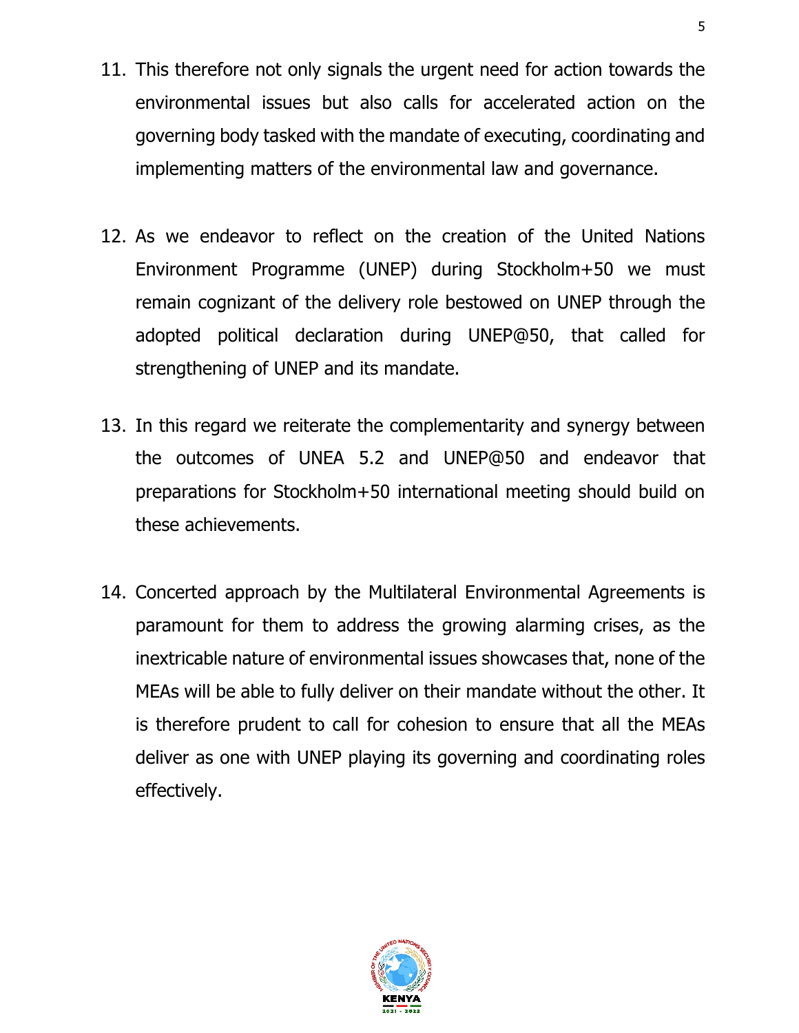11. This therefore not only signals the urgent need for action towards the environmental issues but also calls for accelerated action on the governing body tasked with the mandate of executing, coordinating and implementing matters of the environmental law and governance.

12. As we endeavor to reflect on the creation of the United Nations Environment Programme (UNEP) during Stockholm+50 we must remain cognizant of the delivery role bestowed on UNEP through the adopted political declaration during UNEP@50, that called for strengthening of UNEP and its mandate.

13. In this regard we reiterate the complementarity and synergy between the outcomes of UNEA 5.2 and UNEP@50 and endeavor that preparations for Stockholm+50 international meeting should build on these achievements.

14. Concerted approach by the Multilateral Environmental Agreements is paramount for them to address the growing alarming crises, as the inextricable nature of environmental issues showcases that, none of the MEAs will be able to fully deliver on their mandate without the other. It is therefore prudent to call for cohesion to ensure that all the MEAs deliver as one with UNEP playing its governing and coordinating roles effectively.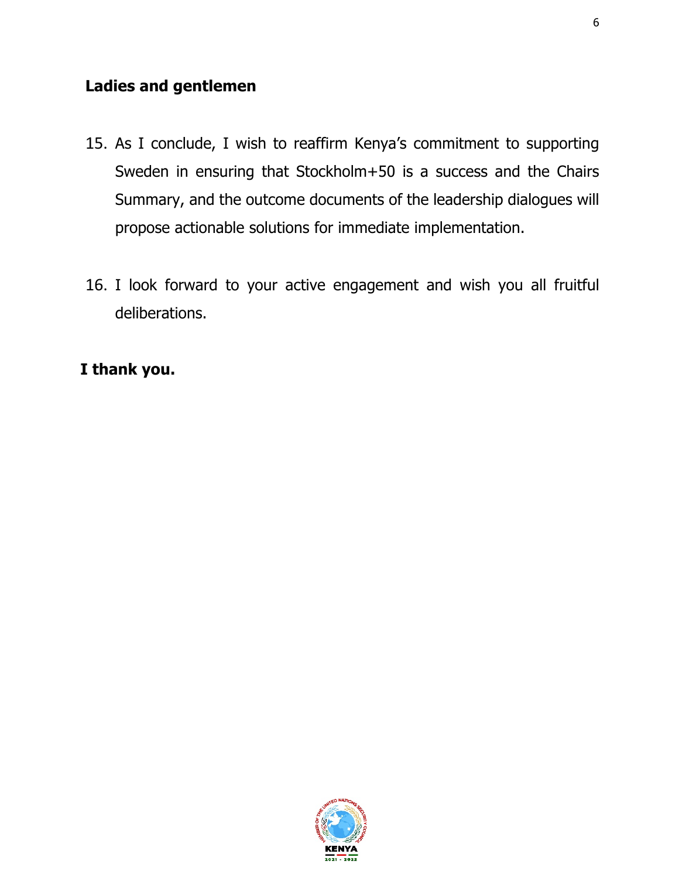**Ladies and gentlemen**

15. As I conclude, I wish to reaffirm Kenya's commitment to supporting Sweden in ensuring that Stockholm+50 is a success and the Chairs Summary, and the outcome documents of the leadership dialogues will propose actionable solutions for immediate implementation.

16. I look forward to your active engagement and wish you all fruitful deliberations.

**I thank you.**